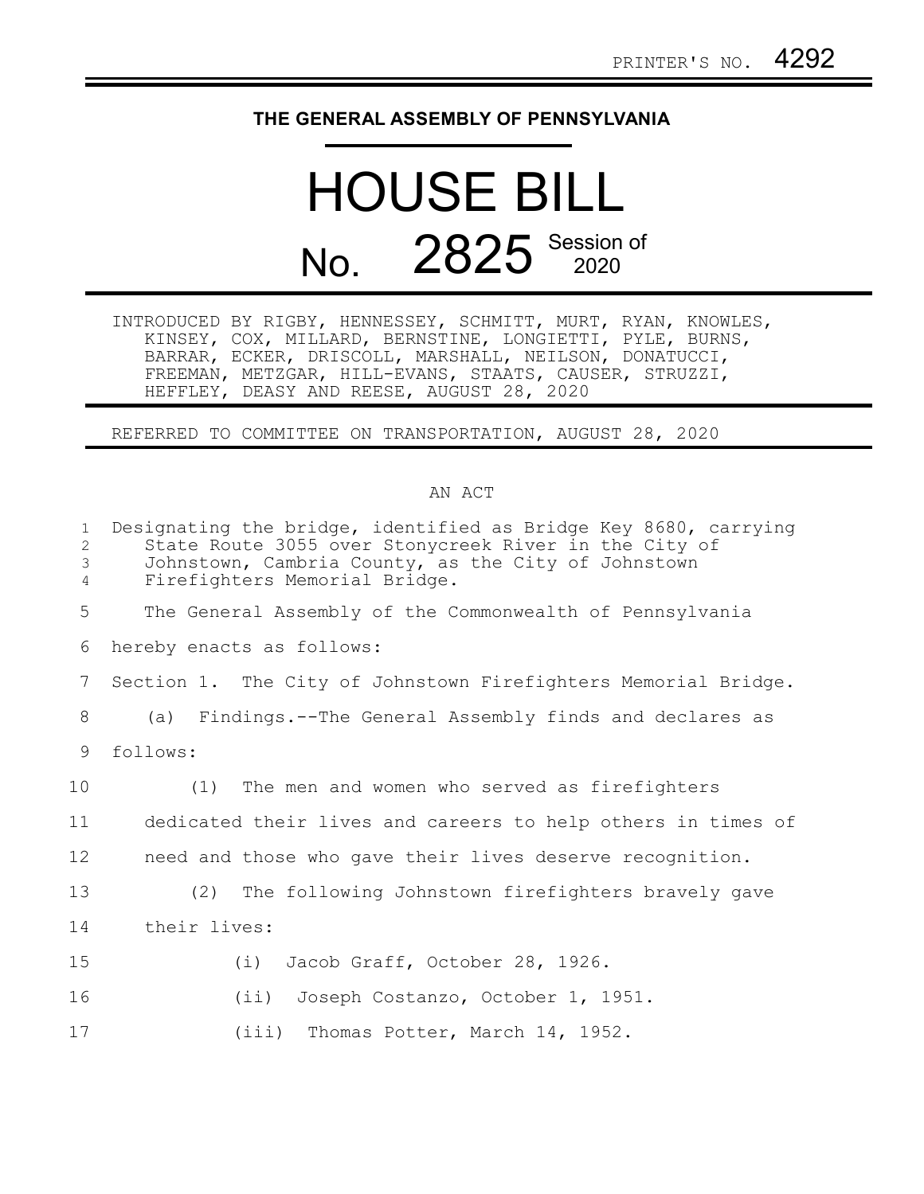PRINTER'S NO. 4292

# THE GENERAL ASSEMBLY OF PENNSYLVANIA

# HOUSE BILL

## No. 2825 Session of 2020

INTRODUCED BY RIGBY, HENNESSEY, SCHMITT, MURT, RYAN, KNOWLES, KINSEY, COX, MILLARD, BERNSTINE, LONGIETTI, PYLE, BURNS, BARRAR, ECKER, DRISCOLL, MARSHALL, NEILSON, DONATUCCI, FREEMAN, METZGAR, HILL-EVANS, STAATS, CAUSER, STRUZZI, HEFFLEY, DEASY AND REESE, AUGUST 28, 2020

REFERRED TO COMMITTEE ON TRANSPORTATION, AUGUST 28, 2020

AN ACT

1 Designating the bridge, identified as Bridge Key 8680, carrying
2 State Route 3055 over Stonycreek River in the City of
3 Johnstown, Cambria County, as the City of Johnstown
4 Firefighters Memorial Bridge.

5 The General Assembly of the Commonwealth of Pennsylvania
6 hereby enacts as follows:

7 Section 1. The City of Johnstown Firefighters Memorial Bridge.

8 (a) Findings.--The General Assembly finds and declares as
9 follows:

10 (1) The men and women who served as firefighters
11 dedicated their lives and careers to help others in times of
12 need and those who gave their lives deserve recognition.

13 (2) The following Johnstown firefighters bravely gave
14 their lives:

15 (i) Jacob Graff, October 28, 1926.

16 (ii) Joseph Costanzo, October 1, 1951.

17 (iii) Thomas Potter, March 14, 1952.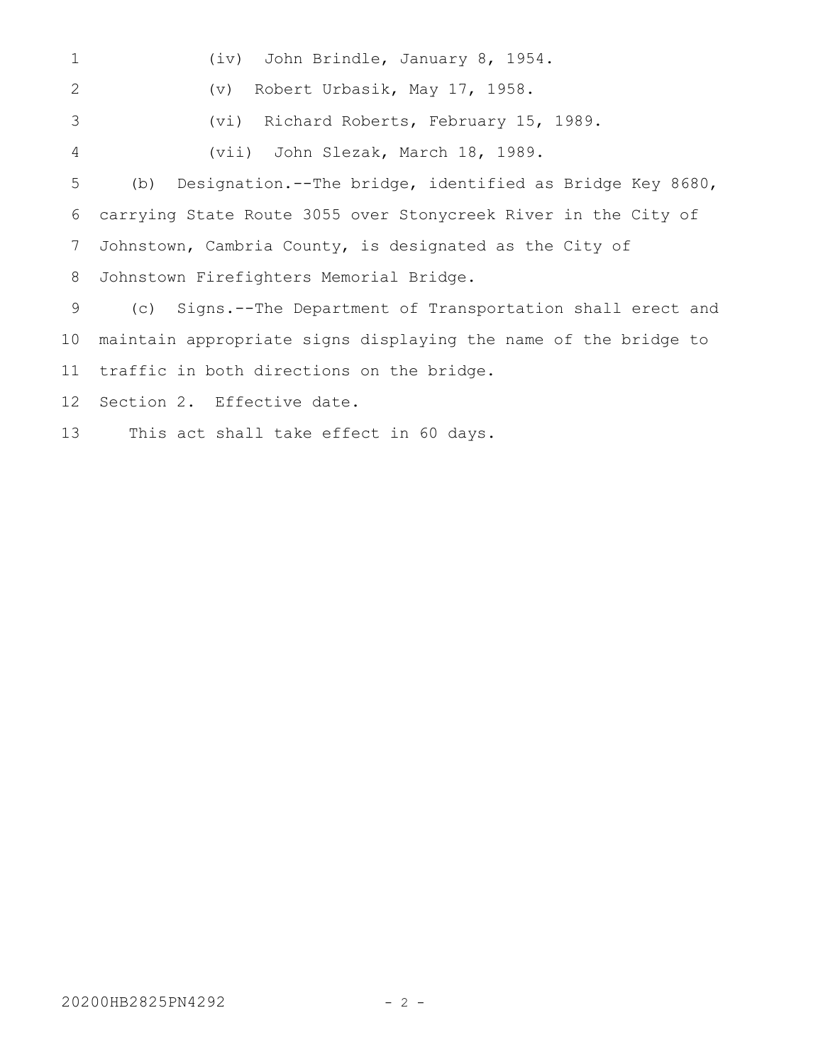(iv) John Brindle, January 8, 1954.

(v) Robert Urbasik, May 17, 1958.

(vi) Richard Roberts, February 15, 1989.

(vii) John Slezak, March 18, 1989.

(b) Designation.--The bridge, identified as Bridge Key 8680, carrying State Route 3055 over Stonycreek River in the City of Johnstown, Cambria County, is designated as the City of Johnstown Firefighters Memorial Bridge.

(c) Signs.--The Department of Transportation shall erect and maintain appropriate signs displaying the name of the bridge to traffic in both directions on the bridge.

Section 2. Effective date.

This act shall take effect in 60 days.